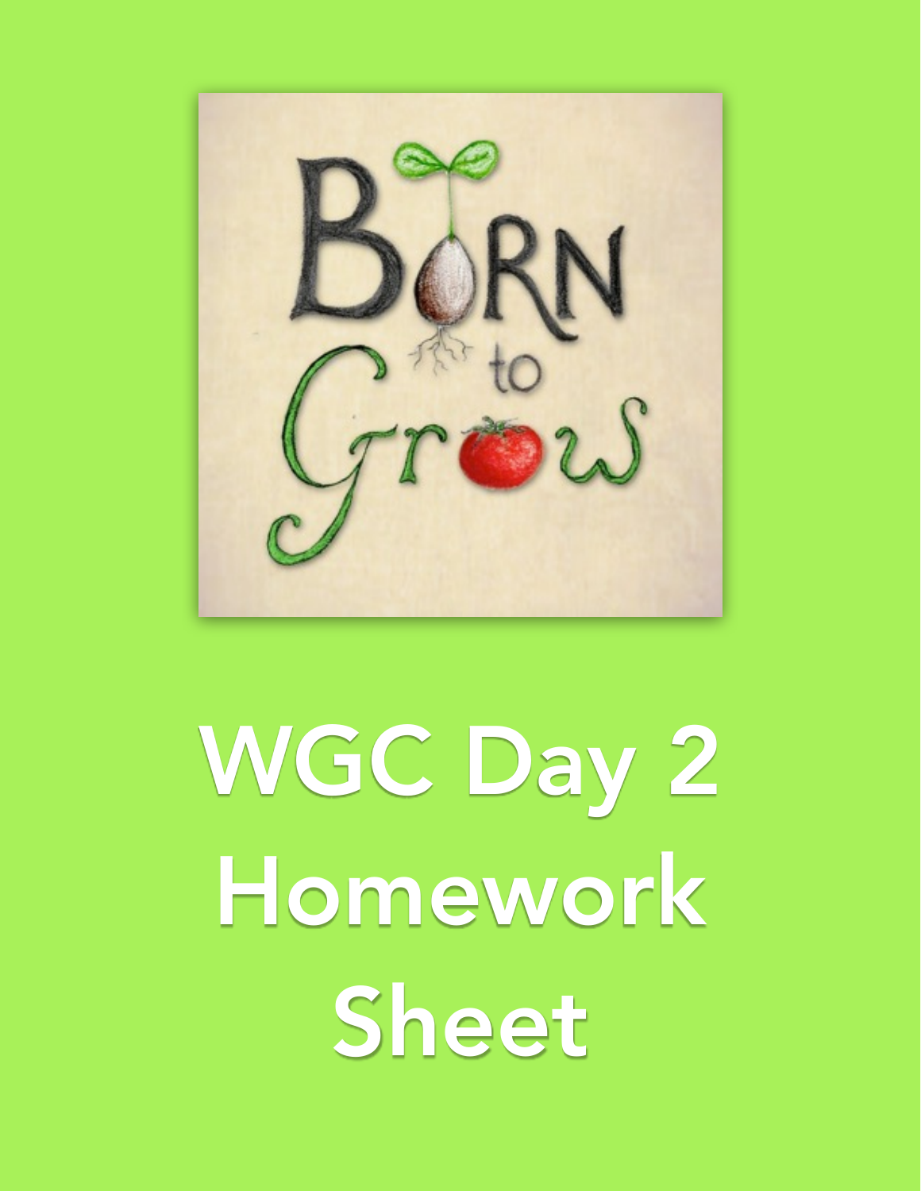Born to Grow

# WGC Day 2 Homework Sheet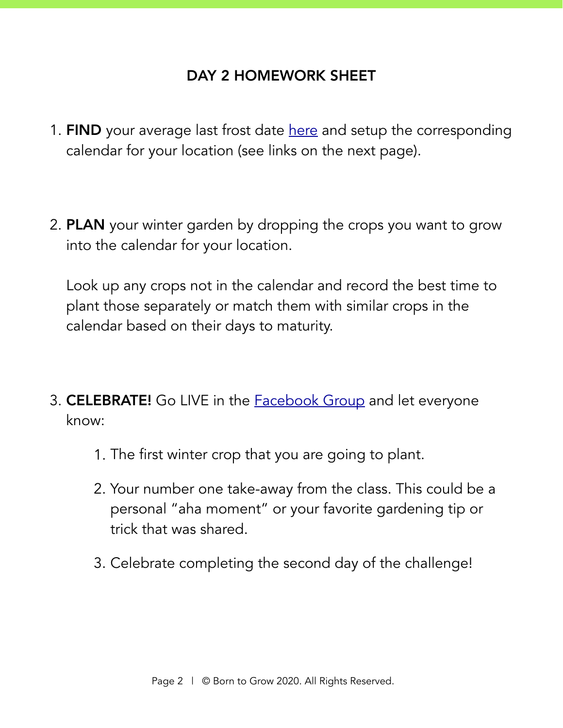## DAY 2 HOMEWORK SHEET

1. **FIND** your average last frost date here and setup the corresponding calendar for your location (see links on the next page).

2. **PLAN** your winter garden by dropping the crops you want to grow into the calendar for your location.

   Look up any crops not in the calendar and record the best time to plant those separately or match them with similar crops in the calendar based on their days to maturity.

3. **CELEBRATE!** Go LIVE in the Facebook Group and let everyone know:

   1. The first winter crop that you are going to plant.
   2. Your number one take-away from the class. This could be a personal "aha moment" or your favorite gardening tip or trick that was shared.
   3. Celebrate completing the second day of the challenge!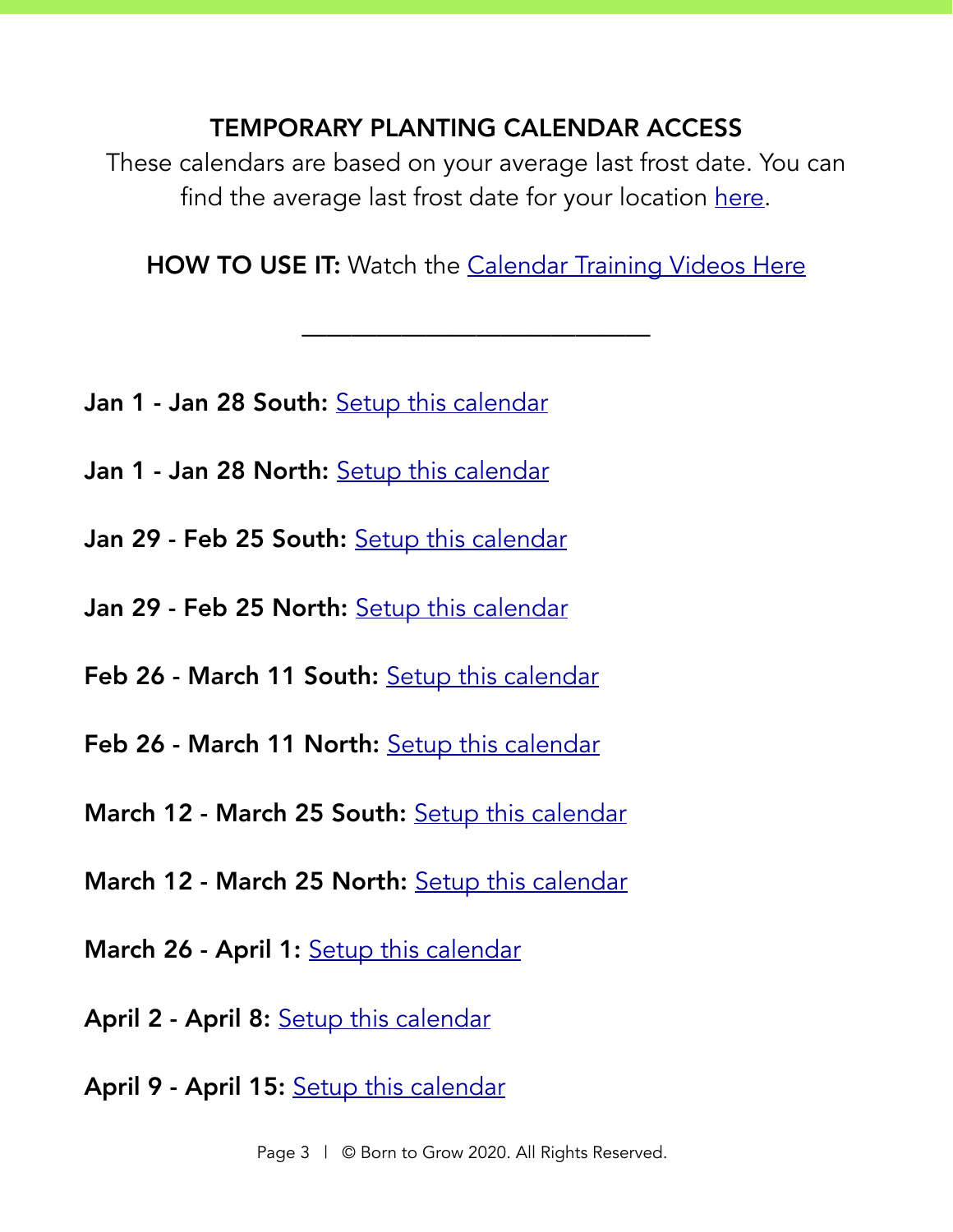## TEMPORARY PLANTING CALENDAR ACCESS

These calendars are based on your average last frost date. You can find the average last frost date for your location here.

**HOW TO USE IT:** Watch the Calendar Training Videos Here

---

**Jan 1 - Jan 28 South:** Setup this calendar

**Jan 1 - Jan 28 North:** Setup this calendar

**Jan 29 - Feb 25 South:** Setup this calendar

**Jan 29 - Feb 25 North:** Setup this calendar

**Feb 26 - March 11 South:** Setup this calendar

**Feb 26 - March 11 North:** Setup this calendar

**March 12 - March 25 South:** Setup this calendar

**March 12 - March 25 North:** Setup this calendar

**March 26 - April 1:** Setup this calendar

**April 2 - April 8:** Setup this calendar

**April 9 - April 15:** Setup this calendar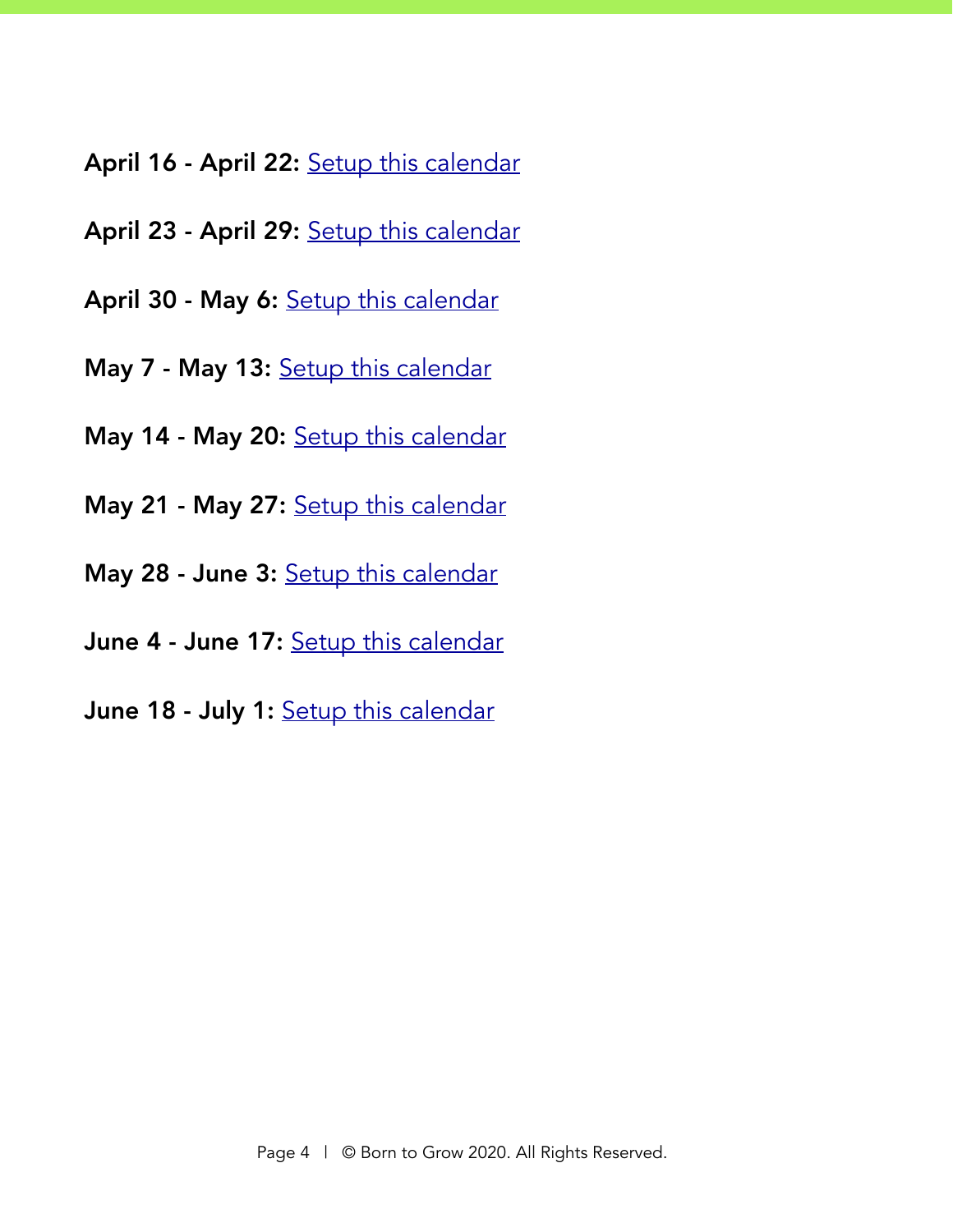**April 16 - April 22:** Setup this calendar

**April 23 - April 29:** Setup this calendar

**April 30 - May 6:** Setup this calendar

**May 7 - May 13:** Setup this calendar

**May 14 - May 20:** Setup this calendar

**May 21 - May 27:** Setup this calendar

**May 28 - June 3:** Setup this calendar

**June 4 - June 17:** Setup this calendar

**June 18 - July 1:** Setup this calendar